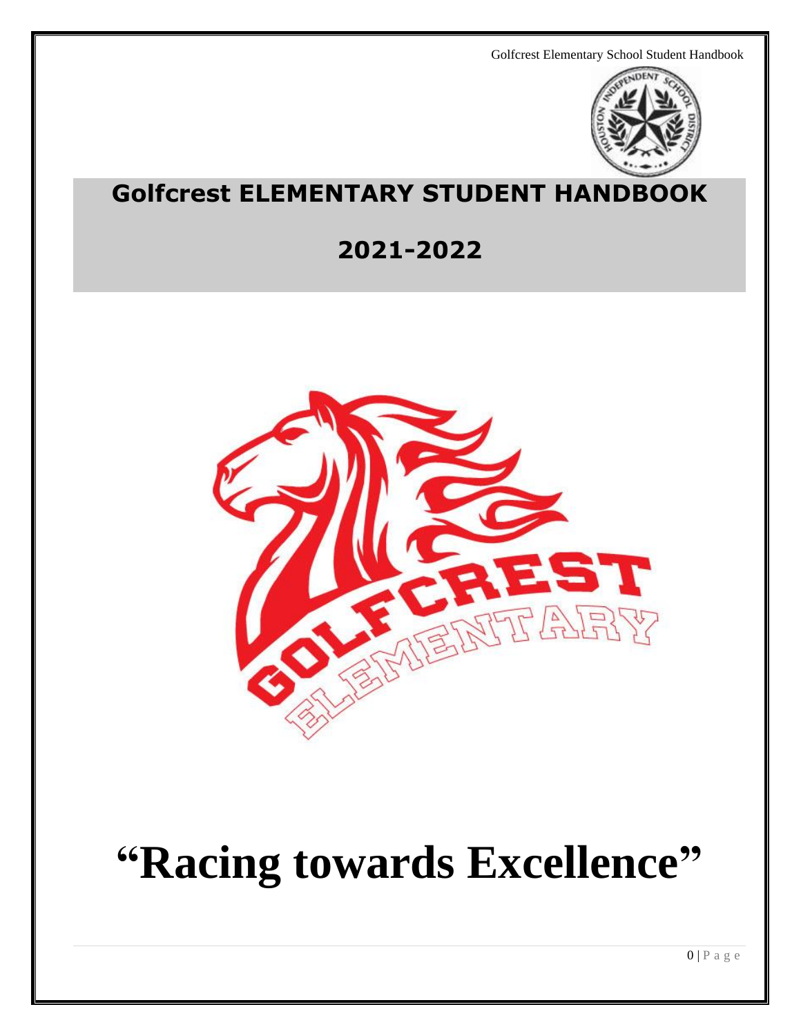# Golfcrest ELEMENTARY STUDENT HANDBOOK

## 2021-2022

# "Racing towards Excellence"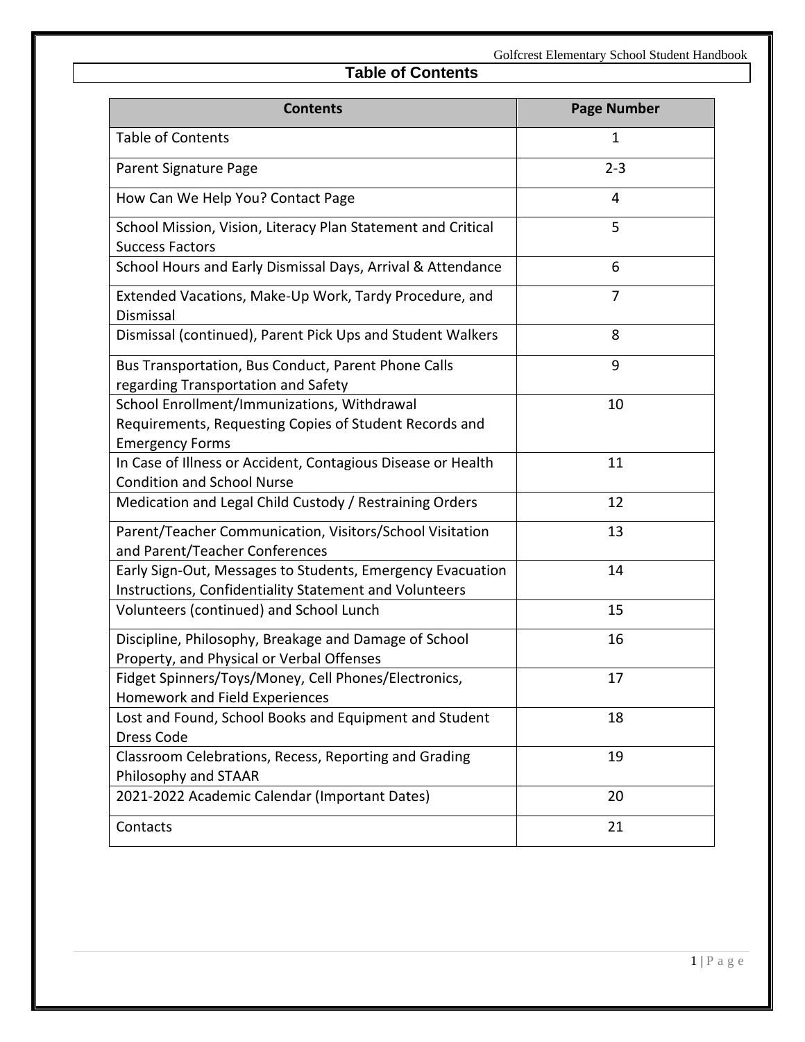# Table of Contents

| Contents | Page Number |
|---|---|
| Table of Contents | 1 |
| Parent Signature Page | 2-3 |
| How Can We Help You? Contact Page | 4 |
| School Mission, Vision, Literacy Plan Statement and Critical Success Factors | 5 |
| School Hours and Early Dismissal Days, Arrival & Attendance | 6 |
| Extended Vacations, Make-Up Work, Tardy Procedure, and Dismissal | 7 |
| Dismissal (continued), Parent Pick Ups and Student Walkers | 8 |
| Bus Transportation, Bus Conduct, Parent Phone Calls regarding Transportation and Safety | 9 |
| School Enrollment/Immunizations, Withdrawal Requirements, Requesting Copies of Student Records and Emergency Forms | 10 |
| In Case of Illness or Accident, Contagious Disease or Health Condition and School Nurse | 11 |
| Medication and Legal Child Custody / Restraining Orders | 12 |
| Parent/Teacher Communication, Visitors/School Visitation and Parent/Teacher Conferences | 13 |
| Early Sign-Out, Messages to Students, Emergency Evacuation Instructions, Confidentiality Statement and Volunteers | 14 |
| Volunteers (continued) and School Lunch | 15 |
| Discipline, Philosophy, Breakage and Damage of School Property, and Physical or Verbal Offenses | 16 |
| Fidget Spinners/Toys/Money, Cell Phones/Electronics, Homework and Field Experiences | 17 |
| Lost and Found, School Books and Equipment and Student Dress Code | 18 |
| Classroom Celebrations, Recess, Reporting and Grading Philosophy and STAAR | 19 |
| 2021-2022 Academic Calendar (Important Dates) | 20 |
| Contacts | 21 |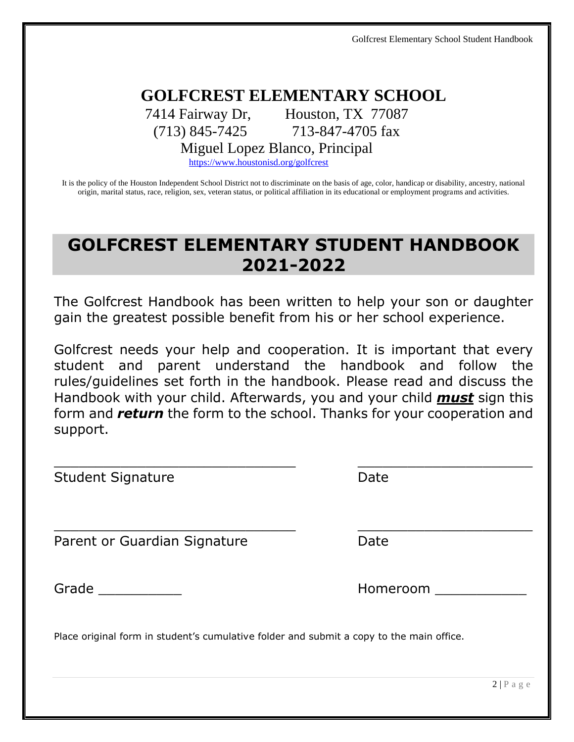# GOLFCREST ELEMENTARY SCHOOL

7414 Fairway Dr, Houston, TX 77087
(713) 845-7425 713-847-4705 fax
Miguel Lopez Blanco, Principal
https://www.houstonisd.org/golfcrest

It is the policy of the Houston Independent School District not to discriminate on the basis of age, color, handicap or disability, ancestry, national origin, marital status, race, religion, sex, veteran status, or political affiliation in its educational or employment programs and activities.

## GOLFCREST ELEMENTARY STUDENT HANDBOOK 2021-2022

The Golfcrest Handbook has been written to help your son or daughter gain the greatest possible benefit from his or her school experience.

Golfcrest needs your help and cooperation. It is important that every student and parent understand the handbook and follow the rules/guidelines set forth in the handbook. Please read and discuss the Handbook with your child. Afterwards, you and your child ***must*** sign this form and ***return*** the form to the school. Thanks for your cooperation and support.

_____________________________ _____________________
Student Signature Date

_____________________________ _____________________
Parent or Guardian Signature Date

Grade __________ Homeroom ___________

Place original form in student's cumulative folder and submit a copy to the main office.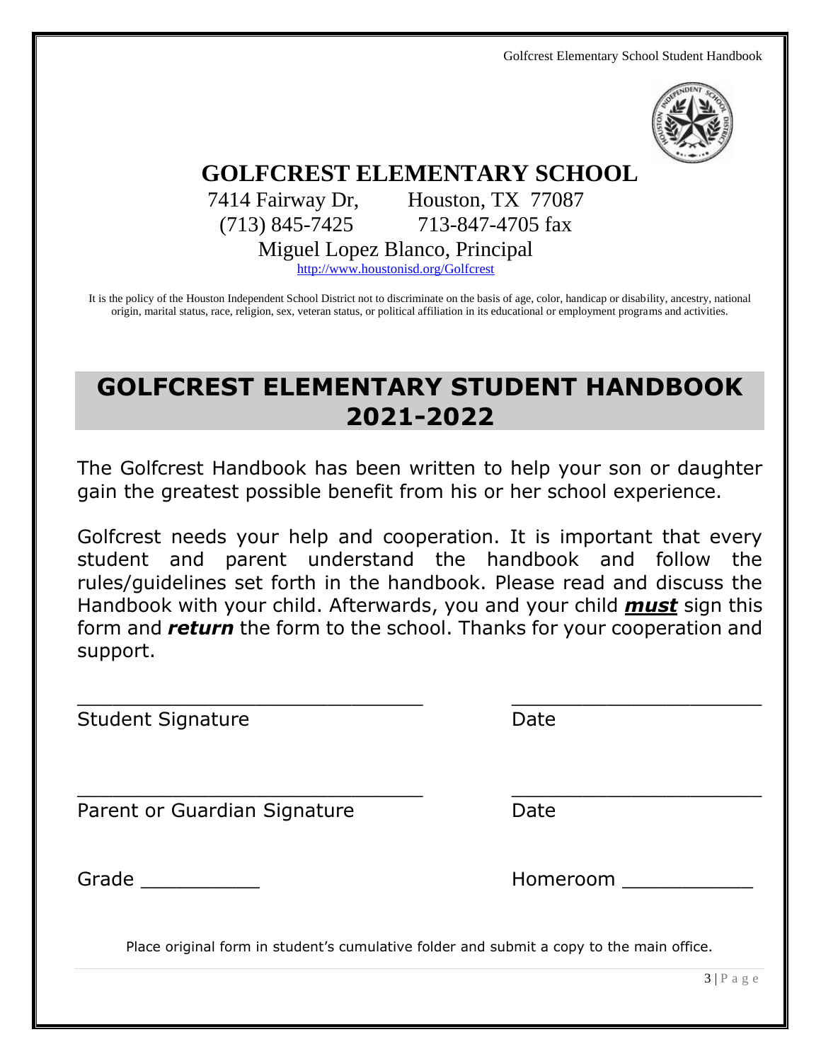# GOLFCREST ELEMENTARY SCHOOL

7414 Fairway Dr, Houston, TX 77087

(713) 845-7425 713-847-4705 fax

Miguel Lopez Blanco, Principal

http://www.houstonisd.org/Golfcrest

It is the policy of the Houston Independent School District not to discriminate on the basis of age, color, handicap or disability, ancestry, national origin, marital status, race, religion, sex, veteran status, or political affiliation in its educational or employment programs and activities.

## GOLFCREST ELEMENTARY STUDENT HANDBOOK 2021-2022

The Golfcrest Handbook has been written to help your son or daughter gain the greatest possible benefit from his or her school experience.

Golfcrest needs your help and cooperation. It is important that every student and parent understand the handbook and follow the rules/guidelines set forth in the handbook. Please read and discuss the Handbook with your child. Afterwards, you and your child ***must*** sign this form and ***return*** the form to the school. Thanks for your cooperation and support.

_____________________________ _____________________

Student Signature Date

_____________________________ _____________________

Parent or Guardian Signature Date

Grade __________ Homeroom ___________

Place original form in student's cumulative folder and submit a copy to the main office.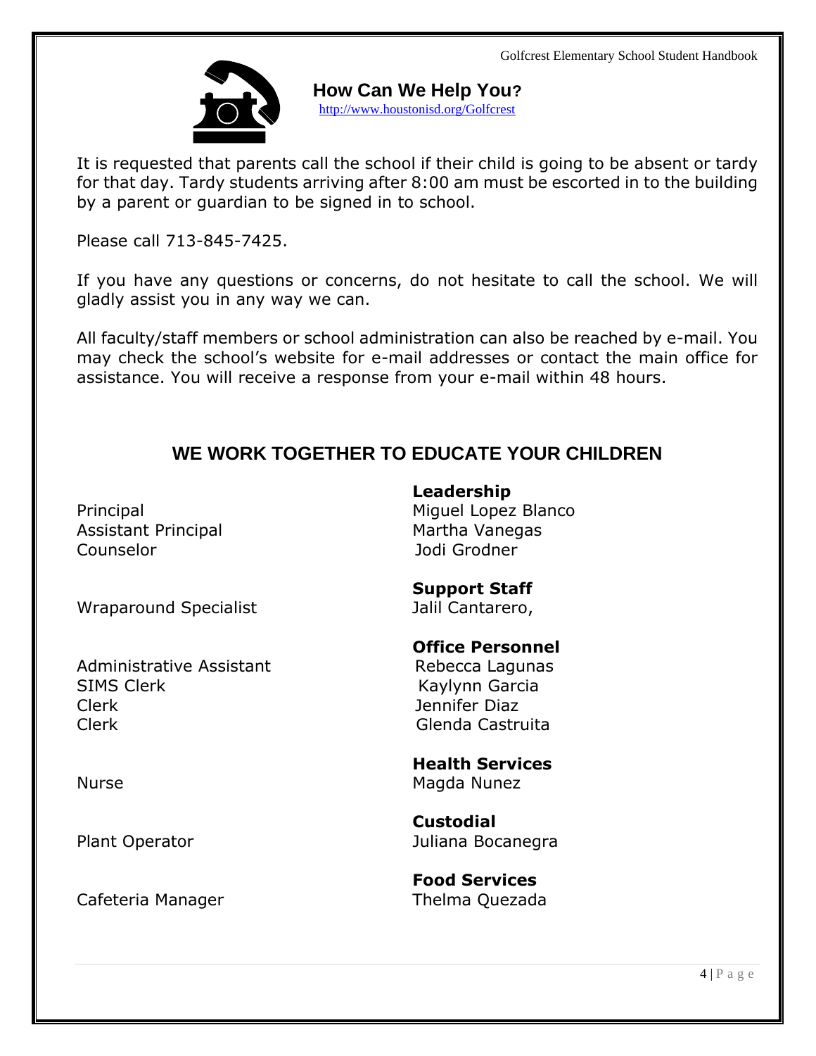## How Can We Help You?

http://www.houstonisd.org/Golfcrest

It is requested that parents call the school if their child is going to be absent or tardy for that day. Tardy students arriving after 8:00 am must be escorted in to the building by a parent or guardian to be signed in to school.

Please call 713-845-7425.

If you have any questions or concerns, do not hesitate to call the school. We will gladly assist you in any way we can.

All faculty/staff members or school administration can also be reached by e-mail. You may check the school's website for e-mail addresses or contact the main office for assistance. You will receive a response from your e-mail within 48 hours.

## WE WORK TOGETHER TO EDUCATE YOUR CHILDREN

**Leadership**

Principal — Miguel Lopez Blanco
Assistant Principal — Martha Vanegas
Counselor — Jodi Grodner

**Support Staff**

Wraparound Specialist — Jalil Cantarero,

**Office Personnel**

Administrative Assistant — Rebecca Lagunas
SIMS Clerk — Kaylynn Garcia
Clerk — Jennifer Diaz
Clerk — Glenda Castruita

**Health Services**

Nurse — Magda Nunez

**Custodial**

Plant Operator — Juliana Bocanegra

**Food Services**

Cafeteria Manager — Thelma Quezada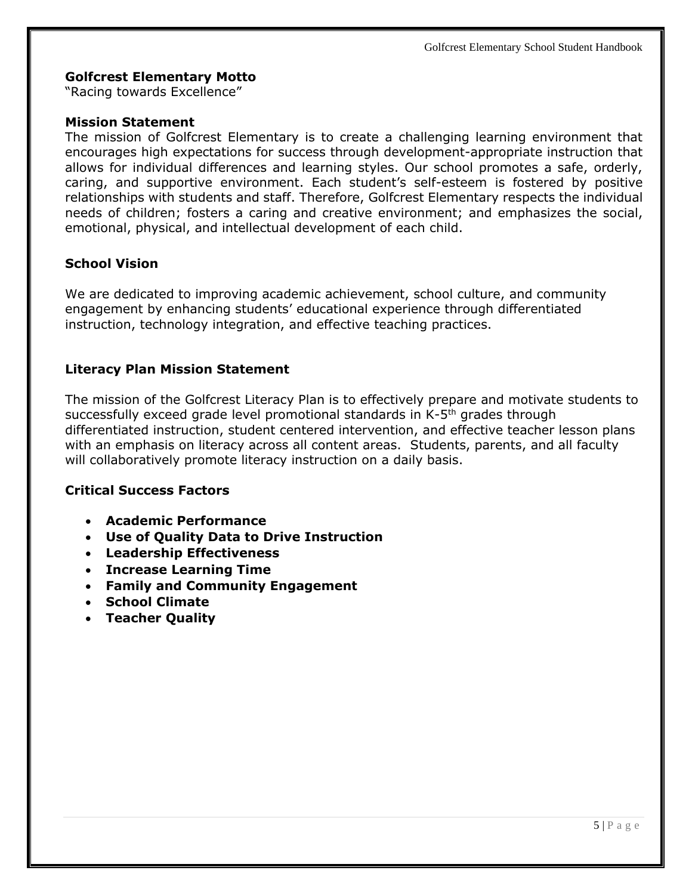## Golfcrest Elementary Motto

"Racing towards Excellence"

## Mission Statement

The mission of Golfcrest Elementary is to create a challenging learning environment that encourages high expectations for success through development-appropriate instruction that allows for individual differences and learning styles. Our school promotes a safe, orderly, caring, and supportive environment. Each student's self-esteem is fostered by positive relationships with students and staff. Therefore, Golfcrest Elementary respects the individual needs of children; fosters a caring and creative environment; and emphasizes the social, emotional, physical, and intellectual development of each child.

## School Vision

We are dedicated to improving academic achievement, school culture, and community engagement by enhancing students' educational experience through differentiated instruction, technology integration, and effective teaching practices.

## Literacy Plan Mission Statement

The mission of the Golfcrest Literacy Plan is to effectively prepare and motivate students to successfully exceed grade level promotional standards in K-5th grades through differentiated instruction, student centered intervention, and effective teacher lesson plans with an emphasis on literacy across all content areas. Students, parents, and all faculty will collaboratively promote literacy instruction on a daily basis.

## Critical Success Factors

- **Academic Performance**
- **Use of Quality Data to Drive Instruction**
- **Leadership Effectiveness**
- **Increase Learning Time**
- **Family and Community Engagement**
- **School Climate**
- **Teacher Quality**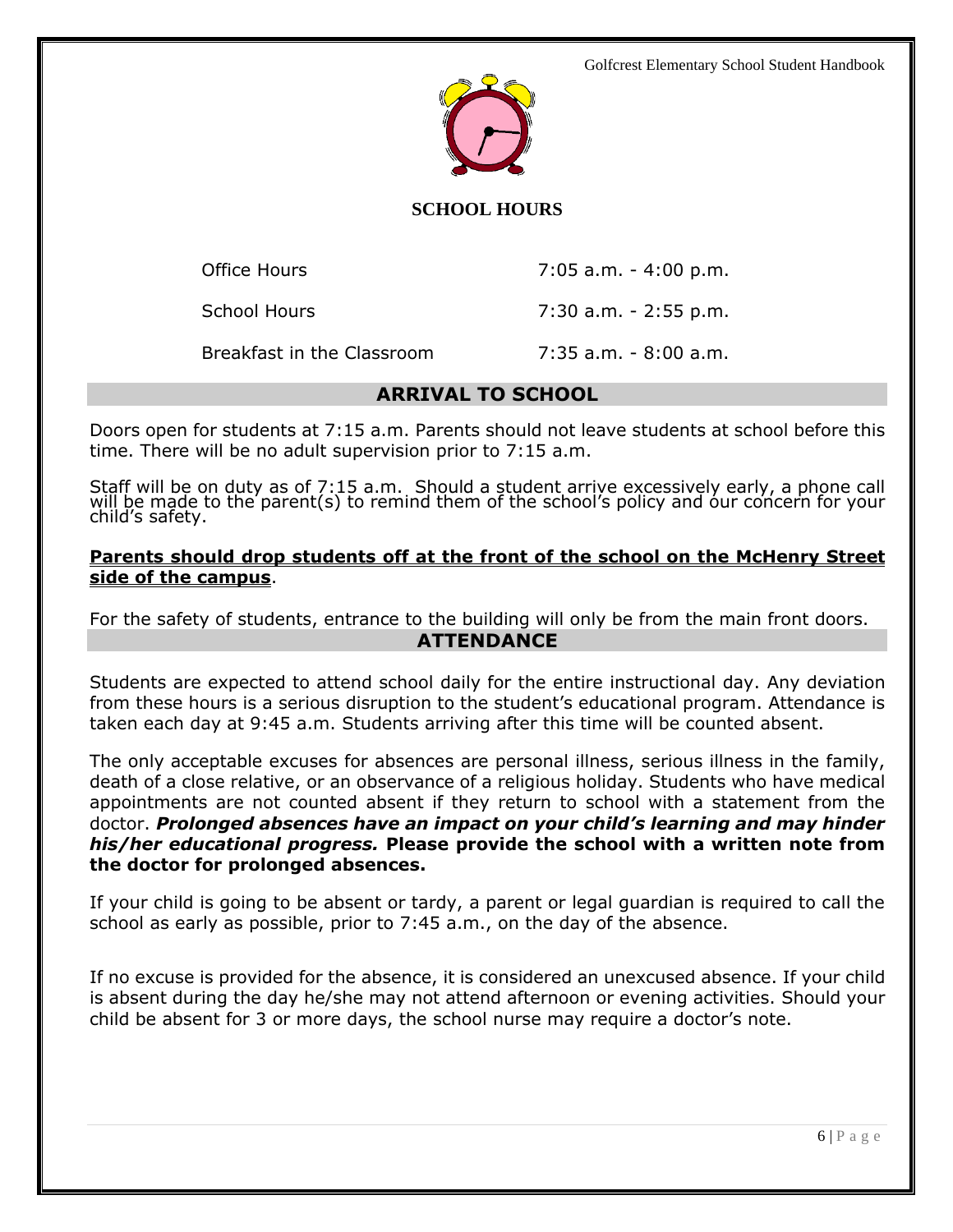## SCHOOL HOURS

| | |
|---|---|
| Office Hours | 7:05 a.m. - 4:00 p.m. |
| School Hours | 7:30 a.m. - 2:55 p.m. |
| Breakfast in the Classroom | 7:35 a.m. - 8:00 a.m. |

## ARRIVAL TO SCHOOL

Doors open for students at 7:15 a.m. Parents should not leave students at school before this time. There will be no adult supervision prior to 7:15 a.m.

Staff will be on duty as of 7:15 a.m. Should a student arrive excessively early, a phone call will be made to the parent(s) to remind them of the school's policy and our concern for your child's safety.

**Parents should drop students off at the front of the school on the McHenry Street side of the campus**.

For the safety of students, entrance to the building will only be from the main front doors.

## ATTENDANCE

Students are expected to attend school daily for the entire instructional day. Any deviation from these hours is a serious disruption to the student's educational program. Attendance is taken each day at 9:45 a.m. Students arriving after this time will be counted absent.

The only acceptable excuses for absences are personal illness, serious illness in the family, death of a close relative, or an observance of a religious holiday. Students who have medical appointments are not counted absent if they return to school with a statement from the doctor. ***Prolonged absences have an impact on your child's learning and may hinder his/her educational progress.*** **Please provide the school with a written note from the doctor for prolonged absences.**

If your child is going to be absent or tardy, a parent or legal guardian is required to call the school as early as possible, prior to 7:45 a.m., on the day of the absence.

If no excuse is provided for the absence, it is considered an unexcused absence. If your child is absent during the day he/she may not attend afternoon or evening activities. Should your child be absent for 3 or more days, the school nurse may require a doctor's note.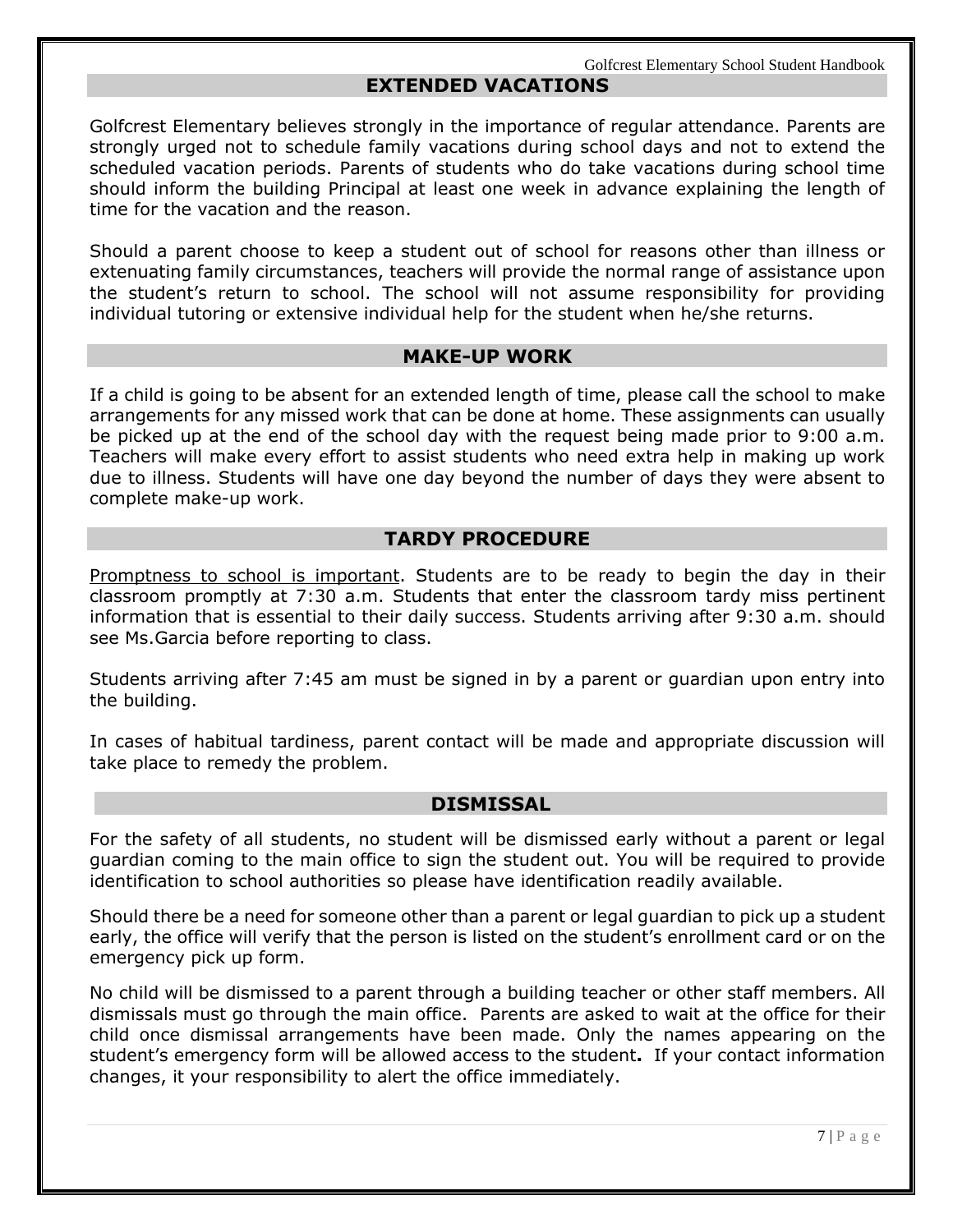## EXTENDED VACATIONS

Golfcrest Elementary believes strongly in the importance of regular attendance. Parents are strongly urged not to schedule family vacations during school days and not to extend the scheduled vacation periods. Parents of students who do take vacations during school time should inform the building Principal at least one week in advance explaining the length of time for the vacation and the reason.

Should a parent choose to keep a student out of school for reasons other than illness or extenuating family circumstances, teachers will provide the normal range of assistance upon the student's return to school. The school will not assume responsibility for providing individual tutoring or extensive individual help for the student when he/she returns.

## MAKE-UP WORK

If a child is going to be absent for an extended length of time, please call the school to make arrangements for any missed work that can be done at home. These assignments can usually be picked up at the end of the school day with the request being made prior to 9:00 a.m. Teachers will make every effort to assist students who need extra help in making up work due to illness. Students will have one day beyond the number of days they were absent to complete make-up work.

## TARDY PROCEDURE

<u>Promptness to school is important</u>. Students are to be ready to begin the day in their classroom promptly at 7:30 a.m. Students that enter the classroom tardy miss pertinent information that is essential to their daily success. Students arriving after 9:30 a.m. should see Ms.Garcia before reporting to class.

Students arriving after 7:45 am must be signed in by a parent or guardian upon entry into the building.

In cases of habitual tardiness, parent contact will be made and appropriate discussion will take place to remedy the problem.

## DISMISSAL

For the safety of all students, no student will be dismissed early without a parent or legal guardian coming to the main office to sign the student out. You will be required to provide identification to school authorities so please have identification readily available.

Should there be a need for someone other than a parent or legal guardian to pick up a student early, the office will verify that the person is listed on the student's enrollment card or on the emergency pick up form.

No child will be dismissed to a parent through a building teacher or other staff members. All dismissals must go through the main office. Parents are asked to wait at the office for their child once dismissal arrangements have been made. Only the names appearing on the student's emergency form will be allowed access to the student**.** If your contact information changes, it your responsibility to alert the office immediately.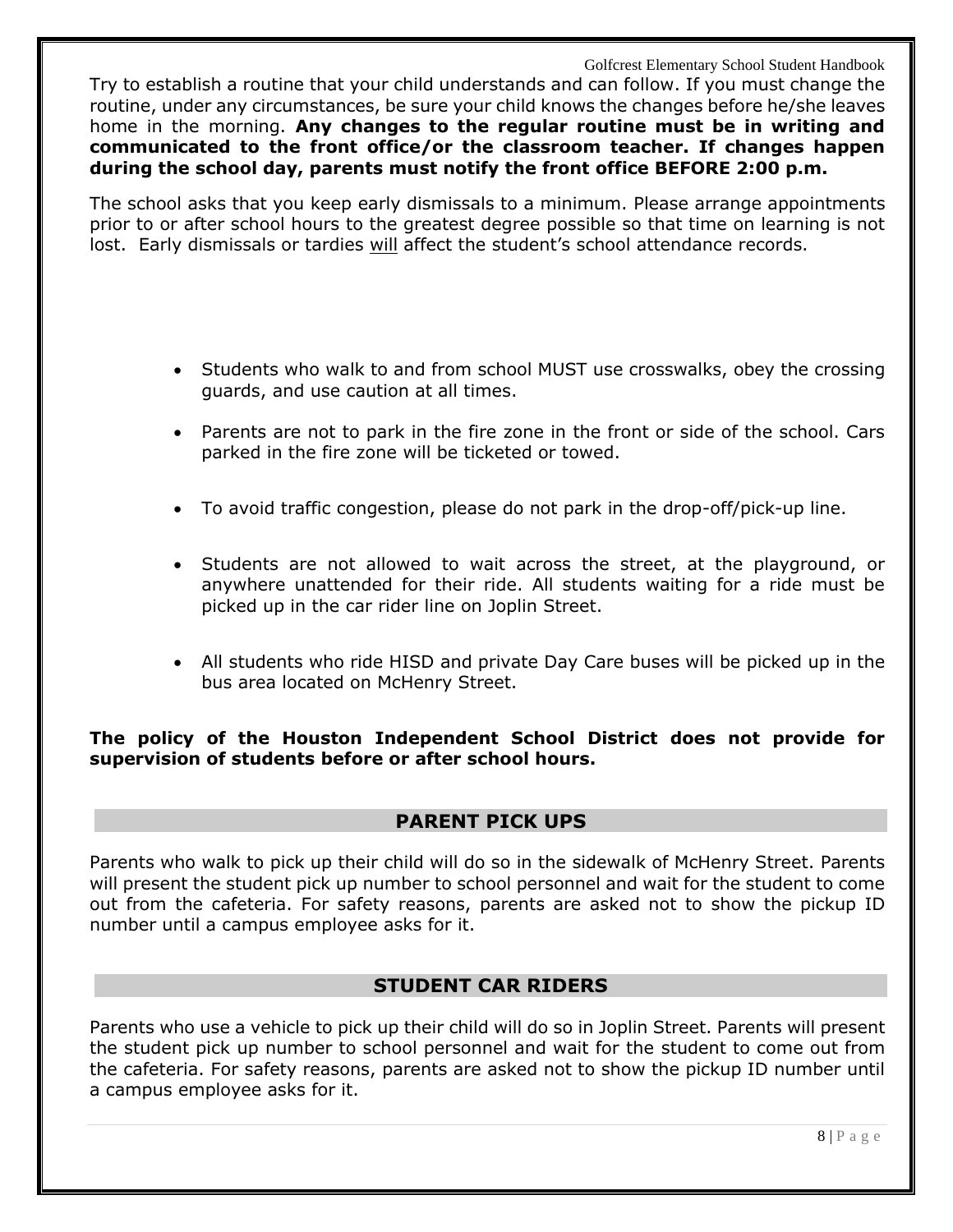Try to establish a routine that your child understands and can follow. If you must change the routine, under any circumstances, be sure your child knows the changes before he/she leaves home in the morning. **Any changes to the regular routine must be in writing and communicated to the front office/or the classroom teacher. If changes happen during the school day, parents must notify the front office BEFORE 2:00 p.m.**

The school asks that you keep early dismissals to a minimum. Please arrange appointments prior to or after school hours to the greatest degree possible so that time on learning is not lost. Early dismissals or tardies will affect the student's school attendance records.

- Students who walk to and from school MUST use crosswalks, obey the crossing guards, and use caution at all times.
- Parents are not to park in the fire zone in the front or side of the school. Cars parked in the fire zone will be ticketed or towed.
- To avoid traffic congestion, please do not park in the drop-off/pick-up line.
- Students are not allowed to wait across the street, at the playground, or anywhere unattended for their ride. All students waiting for a ride must be picked up in the car rider line on Joplin Street.
- All students who ride HISD and private Day Care buses will be picked up in the bus area located on McHenry Street.

**The policy of the Houston Independent School District does not provide for supervision of students before or after school hours.**

## PARENT PICK UPS

Parents who walk to pick up their child will do so in the sidewalk of McHenry Street. Parents will present the student pick up number to school personnel and wait for the student to come out from the cafeteria. For safety reasons, parents are asked not to show the pickup ID number until a campus employee asks for it.

## STUDENT CAR RIDERS

Parents who use a vehicle to pick up their child will do so in Joplin Street. Parents will present the student pick up number to school personnel and wait for the student to come out from the cafeteria. For safety reasons, parents are asked not to show the pickup ID number until a campus employee asks for it.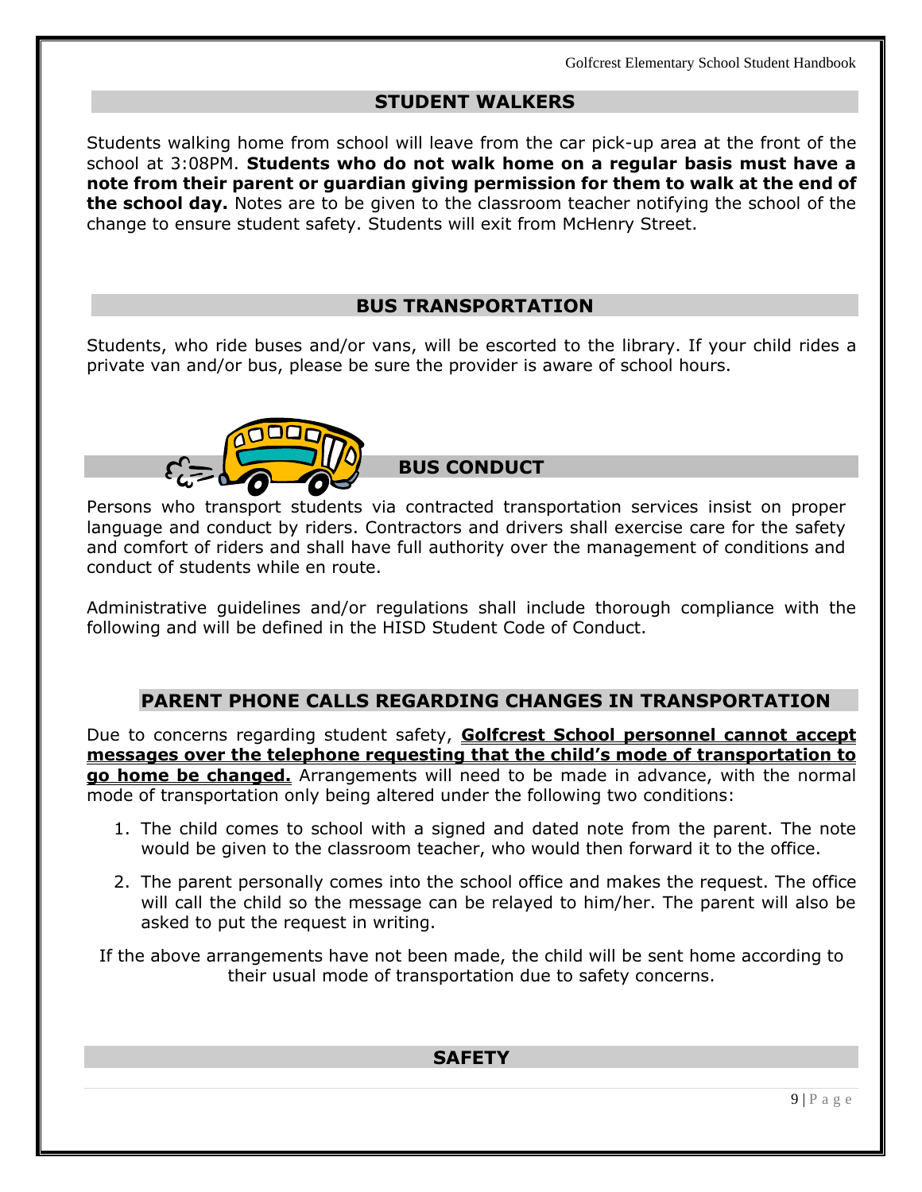## STUDENT WALKERS

Students walking home from school will leave from the car pick-up area at the front of the school at 3:08PM. **Students who do not walk home on a regular basis must have a note from their parent or guardian giving permission for them to walk at the end of the school day.** Notes are to be given to the classroom teacher notifying the school of the change to ensure student safety. Students will exit from McHenry Street.

## BUS TRANSPORTATION

Students, who ride buses and/or vans, will be escorted to the library. If your child rides a private van and/or bus, please be sure the provider is aware of school hours.

## BUS CONDUCT

Persons who transport students via contracted transportation services insist on proper language and conduct by riders. Contractors and drivers shall exercise care for the safety and comfort of riders and shall have full authority over the management of conditions and conduct of students while en route.

Administrative guidelines and/or regulations shall include thorough compliance with the following and will be defined in the HISD Student Code of Conduct.

## PARENT PHONE CALLS REGARDING CHANGES IN TRANSPORTATION

Due to concerns regarding student safety, **Golfcrest School personnel cannot accept messages over the telephone requesting that the child's mode of transportation to go home be changed.** Arrangements will need to be made in advance, with the normal mode of transportation only being altered under the following two conditions:

1. The child comes to school with a signed and dated note from the parent. The note would be given to the classroom teacher, who would then forward it to the office.
2. The parent personally comes into the school office and makes the request. The office will call the child so the message can be relayed to him/her. The parent will also be asked to put the request in writing.

If the above arrangements have not been made, the child will be sent home according to their usual mode of transportation due to safety concerns.

## SAFETY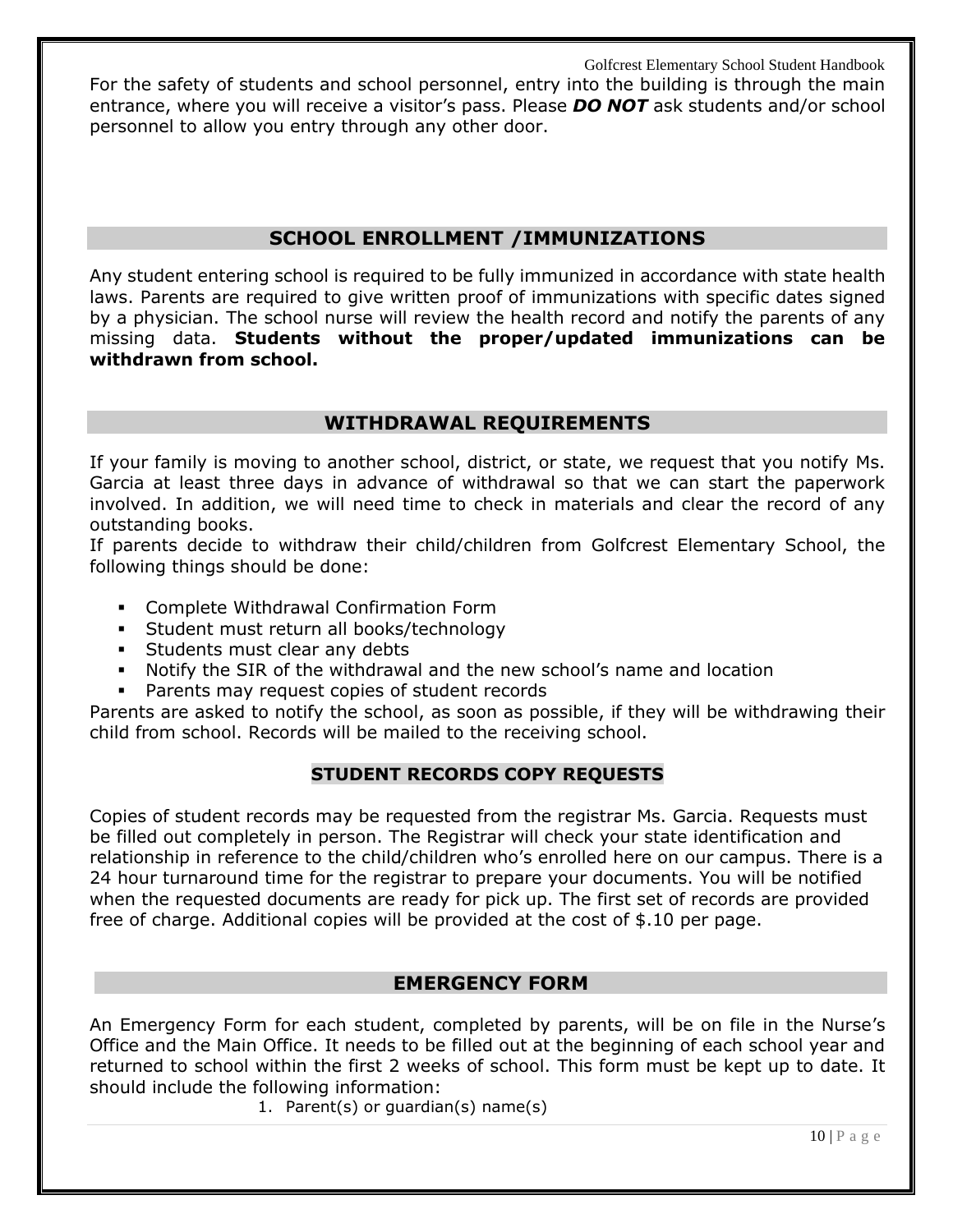For the safety of students and school personnel, entry into the building is through the main entrance, where you will receive a visitor's pass. Please ***DO NOT*** ask students and/or school personnel to allow you entry through any other door.

## SCHOOL ENROLLMENT /IMMUNIZATIONS

Any student entering school is required to be fully immunized in accordance with state health laws. Parents are required to give written proof of immunizations with specific dates signed by a physician. The school nurse will review the health record and notify the parents of any missing data. **Students without the proper/updated immunizations can be withdrawn from school.**

## WITHDRAWAL REQUIREMENTS

If your family is moving to another school, district, or state, we request that you notify Ms. Garcia at least three days in advance of withdrawal so that we can start the paperwork involved. In addition, we will need time to check in materials and clear the record of any outstanding books.

If parents decide to withdraw their child/children from Golfcrest Elementary School, the following things should be done:

- Complete Withdrawal Confirmation Form
- Student must return all books/technology
- Students must clear any debts
- Notify the SIR of the withdrawal and the new school's name and location
- Parents may request copies of student records

Parents are asked to notify the school, as soon as possible, if they will be withdrawing their child from school. Records will be mailed to the receiving school.

### STUDENT RECORDS COPY REQUESTS

Copies of student records may be requested from the registrar Ms. Garcia. Requests must be filled out completely in person. The Registrar will check your state identification and relationship in reference to the child/children who's enrolled here on our campus. There is a 24 hour turnaround time for the registrar to prepare your documents. You will be notified when the requested documents are ready for pick up. The first set of records are provided free of charge. Additional copies will be provided at the cost of $.10 per page.

## EMERGENCY FORM

An Emergency Form for each student, completed by parents, will be on file in the Nurse's Office and the Main Office. It needs to be filled out at the beginning of each school year and returned to school within the first 2 weeks of school. This form must be kept up to date. It should include the following information:

1. Parent(s) or guardian(s) name(s)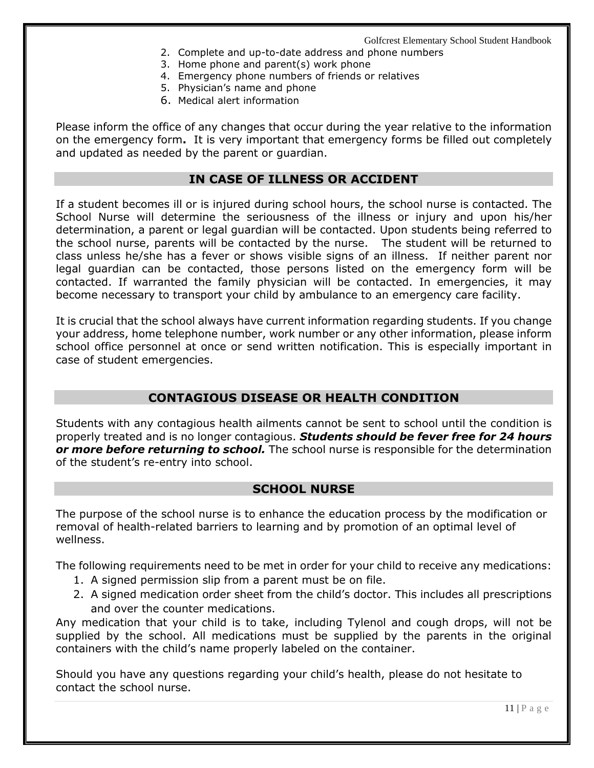2. Complete and up-to-date address and phone numbers
3. Home phone and parent(s) work phone
4. Emergency phone numbers of friends or relatives
5. Physician's name and phone
6. Medical alert information

Please inform the office of any changes that occur during the year relative to the information on the emergency form**.** It is very important that emergency forms be filled out completely and updated as needed by the parent or guardian.

## IN CASE OF ILLNESS OR ACCIDENT

If a student becomes ill or is injured during school hours, the school nurse is contacted. The School Nurse will determine the seriousness of the illness or injury and upon his/her determination, a parent or legal guardian will be contacted. Upon students being referred to the school nurse, parents will be contacted by the nurse. The student will be returned to class unless he/she has a fever or shows visible signs of an illness. If neither parent nor legal guardian can be contacted, those persons listed on the emergency form will be contacted. If warranted the family physician will be contacted. In emergencies, it may become necessary to transport your child by ambulance to an emergency care facility.

It is crucial that the school always have current information regarding students. If you change your address, home telephone number, work number or any other information, please inform school office personnel at once or send written notification. This is especially important in case of student emergencies.

## CONTAGIOUS DISEASE OR HEALTH CONDITION

Students with any contagious health ailments cannot be sent to school until the condition is properly treated and is no longer contagious. ***Students should be fever free for 24 hours or more before returning to school.*** The school nurse is responsible for the determination of the student's re-entry into school.

## SCHOOL NURSE

The purpose of the school nurse is to enhance the education process by the modification or removal of health-related barriers to learning and by promotion of an optimal level of wellness.

The following requirements need to be met in order for your child to receive any medications:

1. A signed permission slip from a parent must be on file.
2. A signed medication order sheet from the child's doctor. This includes all prescriptions and over the counter medications.

Any medication that your child is to take, including Tylenol and cough drops, will not be supplied by the school. All medications must be supplied by the parents in the original containers with the child's name properly labeled on the container.

Should you have any questions regarding your child's health, please do not hesitate to contact the school nurse.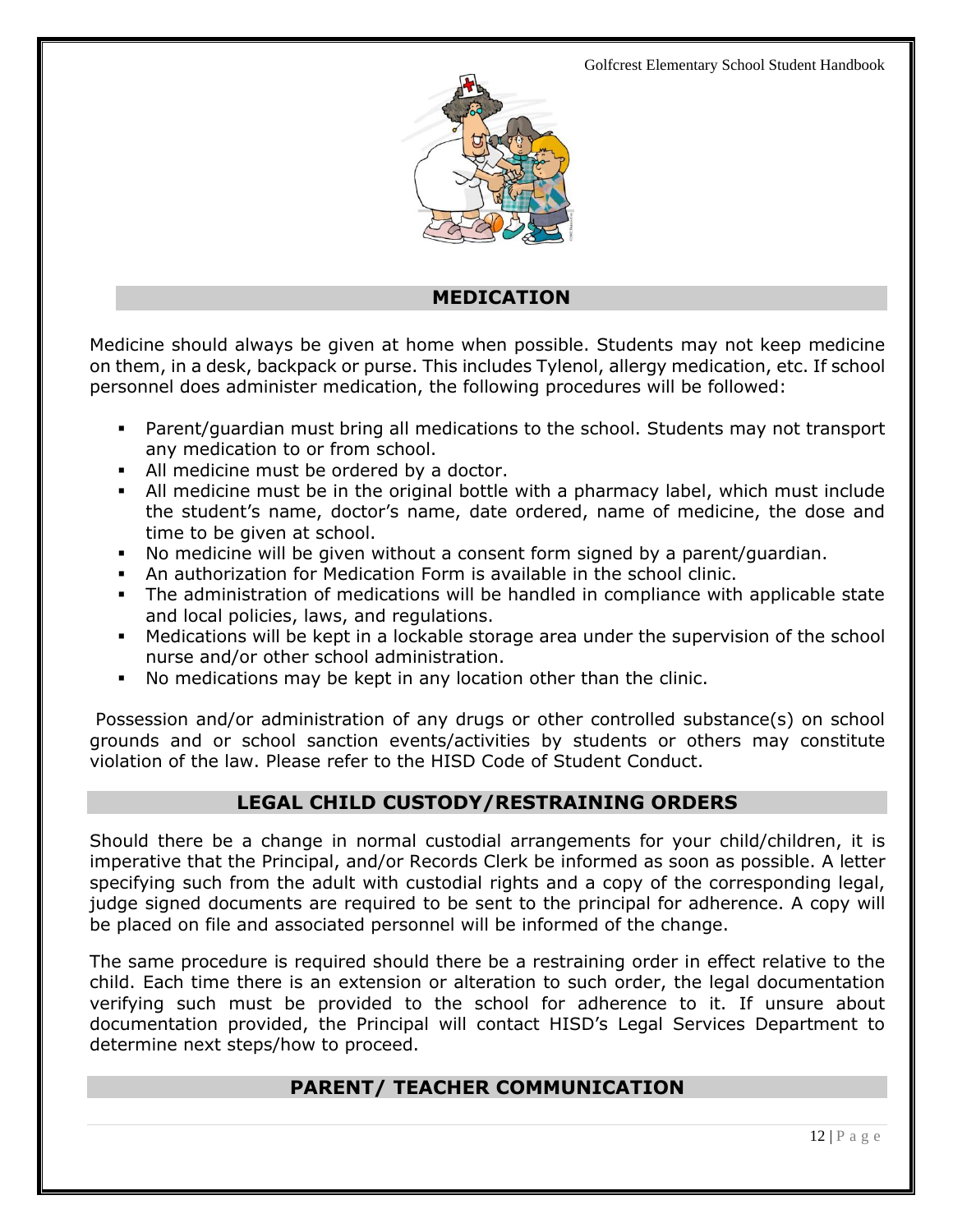## MEDICATION

Medicine should always be given at home when possible. Students may not keep medicine on them, in a desk, backpack or purse. This includes Tylenol, allergy medication, etc. If school personnel does administer medication, the following procedures will be followed:

- Parent/guardian must bring all medications to the school. Students may not transport any medication to or from school.
- All medicine must be ordered by a doctor.
- All medicine must be in the original bottle with a pharmacy label, which must include the student's name, doctor's name, date ordered, name of medicine, the dose and time to be given at school.
- No medicine will be given without a consent form signed by a parent/guardian.
- An authorization for Medication Form is available in the school clinic.
- The administration of medications will be handled in compliance with applicable state and local policies, laws, and regulations.
- Medications will be kept in a lockable storage area under the supervision of the school nurse and/or other school administration.
- No medications may be kept in any location other than the clinic.

Possession and/or administration of any drugs or other controlled substance(s) on school grounds and or school sanction events/activities by students or others may constitute violation of the law. Please refer to the HISD Code of Student Conduct.

## LEGAL CHILD CUSTODY/RESTRAINING ORDERS

Should there be a change in normal custodial arrangements for your child/children, it is imperative that the Principal, and/or Records Clerk be informed as soon as possible. A letter specifying such from the adult with custodial rights and a copy of the corresponding legal, judge signed documents are required to be sent to the principal for adherence. A copy will be placed on file and associated personnel will be informed of the change.

The same procedure is required should there be a restraining order in effect relative to the child. Each time there is an extension or alteration to such order, the legal documentation verifying such must be provided to the school for adherence to it. If unsure about documentation provided, the Principal will contact HISD's Legal Services Department to determine next steps/how to proceed.

## PARENT/ TEACHER COMMUNICATION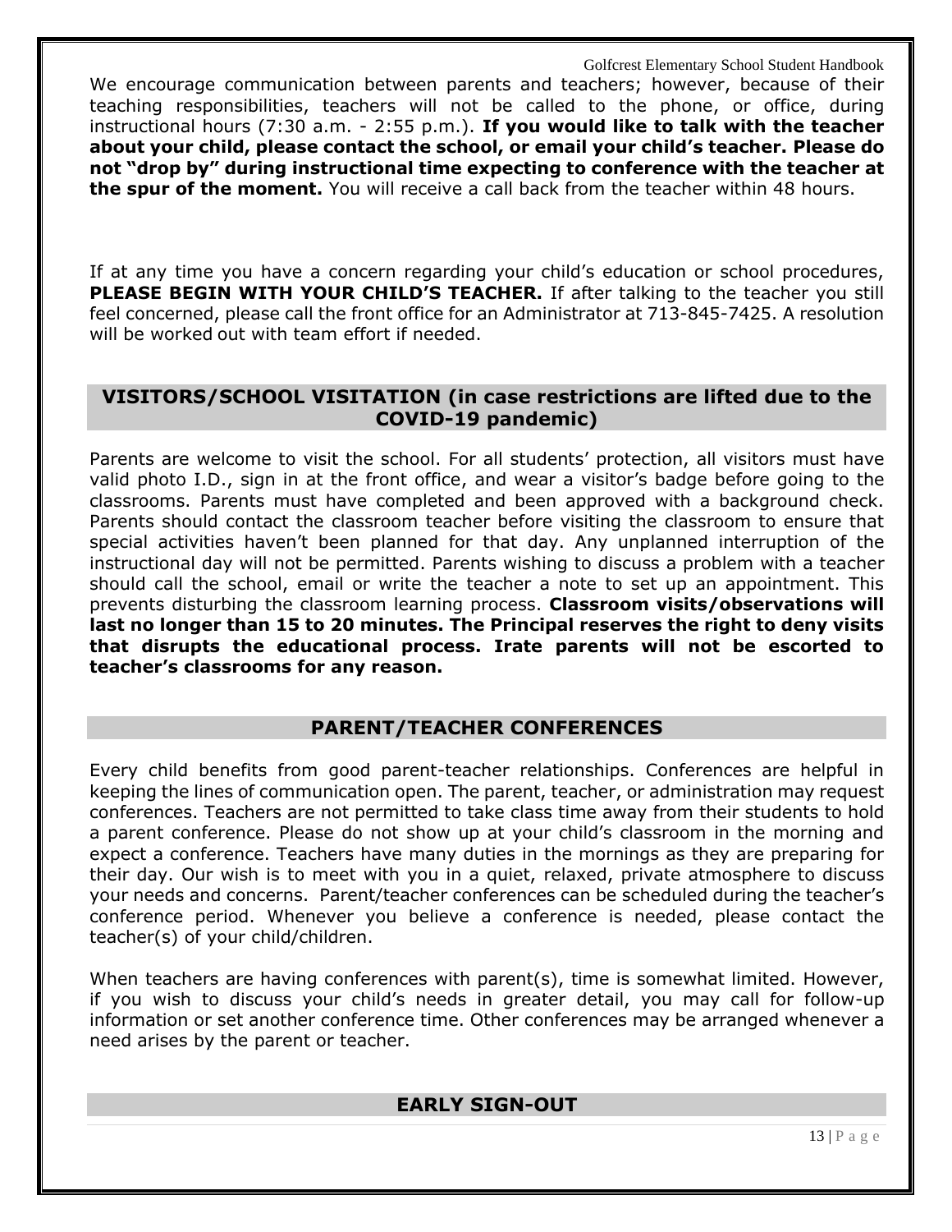We encourage communication between parents and teachers; however, because of their teaching responsibilities, teachers will not be called to the phone, or office, during instructional hours (7:30 a.m. - 2:55 p.m.). **If you would like to talk with the teacher about your child, please contact the school, or email your child's teacher. Please do not "drop by" during instructional time expecting to conference with the teacher at the spur of the moment.** You will receive a call back from the teacher within 48 hours.

If at any time you have a concern regarding your child's education or school procedures, **PLEASE BEGIN WITH YOUR CHILD'S TEACHER.** If after talking to the teacher you still feel concerned, please call the front office for an Administrator at 713-845-7425. A resolution will be worked out with team effort if needed.

## VISITORS/SCHOOL VISITATION (in case restrictions are lifted due to the COVID-19 pandemic)

Parents are welcome to visit the school. For all students' protection, all visitors must have valid photo I.D., sign in at the front office, and wear a visitor's badge before going to the classrooms. Parents must have completed and been approved with a background check. Parents should contact the classroom teacher before visiting the classroom to ensure that special activities haven't been planned for that day. Any unplanned interruption of the instructional day will not be permitted. Parents wishing to discuss a problem with a teacher should call the school, email or write the teacher a note to set up an appointment. This prevents disturbing the classroom learning process. **Classroom visits/observations will last no longer than 15 to 20 minutes. The Principal reserves the right to deny visits that disrupts the educational process. Irate parents will not be escorted to teacher's classrooms for any reason.**

## PARENT/TEACHER CONFERENCES

Every child benefits from good parent-teacher relationships. Conferences are helpful in keeping the lines of communication open. The parent, teacher, or administration may request conferences. Teachers are not permitted to take class time away from their students to hold a parent conference. Please do not show up at your child's classroom in the morning and expect a conference. Teachers have many duties in the mornings as they are preparing for their day. Our wish is to meet with you in a quiet, relaxed, private atmosphere to discuss your needs and concerns. Parent/teacher conferences can be scheduled during the teacher's conference period. Whenever you believe a conference is needed, please contact the teacher(s) of your child/children.

When teachers are having conferences with parent(s), time is somewhat limited. However, if you wish to discuss your child's needs in greater detail, you may call for follow-up information or set another conference time. Other conferences may be arranged whenever a need arises by the parent or teacher.

## EARLY SIGN-OUT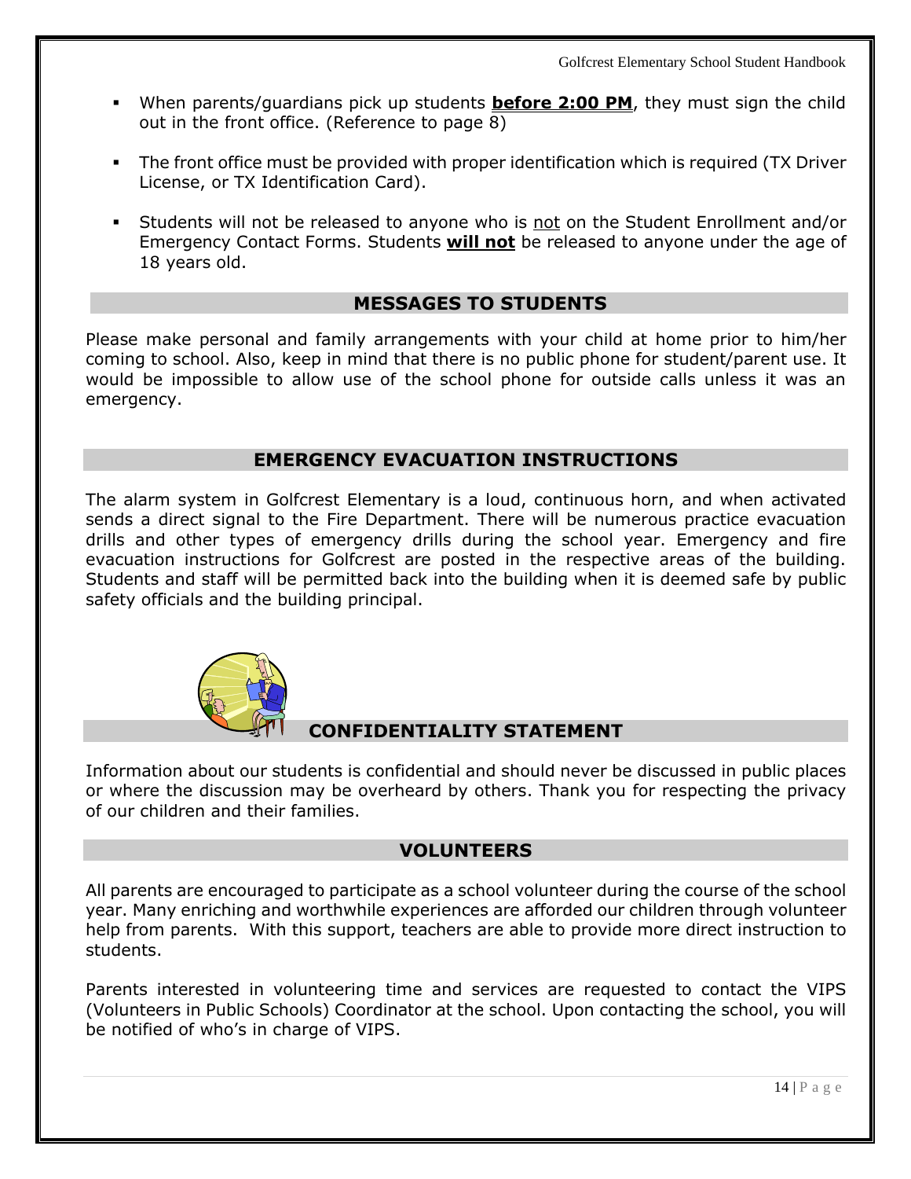- When parents/guardians pick up students **before 2:00 PM**, they must sign the child out in the front office. (Reference to page 8)
- The front office must be provided with proper identification which is required (TX Driver License, or TX Identification Card).
- Students will not be released to anyone who is not on the Student Enrollment and/or Emergency Contact Forms. Students **will not** be released to anyone under the age of 18 years old.

## MESSAGES TO STUDENTS

Please make personal and family arrangements with your child at home prior to him/her coming to school. Also, keep in mind that there is no public phone for student/parent use. It would be impossible to allow use of the school phone for outside calls unless it was an emergency.

## EMERGENCY EVACUATION INSTRUCTIONS

The alarm system in Golfcrest Elementary is a loud, continuous horn, and when activated sends a direct signal to the Fire Department. There will be numerous practice evacuation drills and other types of emergency drills during the school year. Emergency and fire evacuation instructions for Golfcrest are posted in the respective areas of the building. Students and staff will be permitted back into the building when it is deemed safe by public safety officials and the building principal.

## CONFIDENTIALITY STATEMENT

Information about our students is confidential and should never be discussed in public places or where the discussion may be overheard by others. Thank you for respecting the privacy of our children and their families.

## VOLUNTEERS

All parents are encouraged to participate as a school volunteer during the course of the school year. Many enriching and worthwhile experiences are afforded our children through volunteer help from parents. With this support, teachers are able to provide more direct instruction to students.

Parents interested in volunteering time and services are requested to contact the VIPS (Volunteers in Public Schools) Coordinator at the school. Upon contacting the school, you will be notified of who's in charge of VIPS.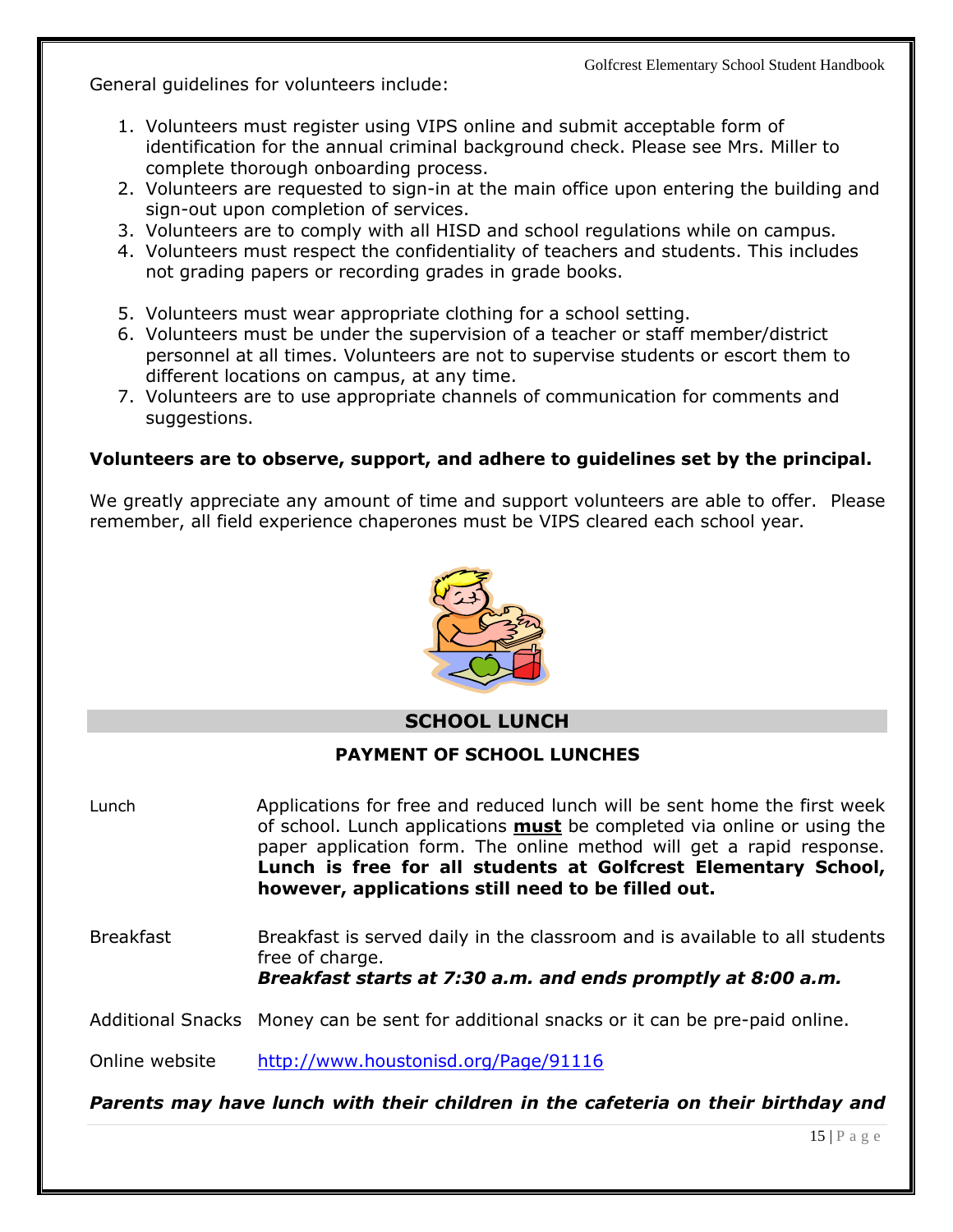General guidelines for volunteers include:

1. Volunteers must register using VIPS online and submit acceptable form of identification for the annual criminal background check. Please see Mrs. Miller to complete thorough onboarding process.
2. Volunteers are requested to sign-in at the main office upon entering the building and sign-out upon completion of services.
3. Volunteers are to comply with all HISD and school regulations while on campus.
4. Volunteers must respect the confidentiality of teachers and students. This includes not grading papers or recording grades in grade books.
5. Volunteers must wear appropriate clothing for a school setting.
6. Volunteers must be under the supervision of a teacher or staff member/district personnel at all times. Volunteers are not to supervise students or escort them to different locations on campus, at any time.
7. Volunteers are to use appropriate channels of communication for comments and suggestions.

**Volunteers are to observe, support, and adhere to guidelines set by the principal.**

We greatly appreciate any amount of time and support volunteers are able to offer. Please remember, all field experience chaperones must be VIPS cleared each school year.

## SCHOOL LUNCH

### PAYMENT OF SCHOOL LUNCHES

| | |
|---|---|
| Lunch | Applications for free and reduced lunch will be sent home the first week of school. Lunch applications <u>**must**</u> be completed via online or using the paper application form. The online method will get a rapid response. **Lunch is free for all students at Golfcrest Elementary School, however, applications still need to be filled out.** |
| Breakfast | Breakfast is served daily in the classroom and is available to all students free of charge. ***Breakfast starts at 7:30 a.m. and ends promptly at 8:00 a.m.*** |
| Additional Snacks | Money can be sent for additional snacks or it can be pre-paid online. |
| Online website | http://www.houstonisd.org/Page/91116 |

***Parents may have lunch with their children in the cafeteria on their birthday and***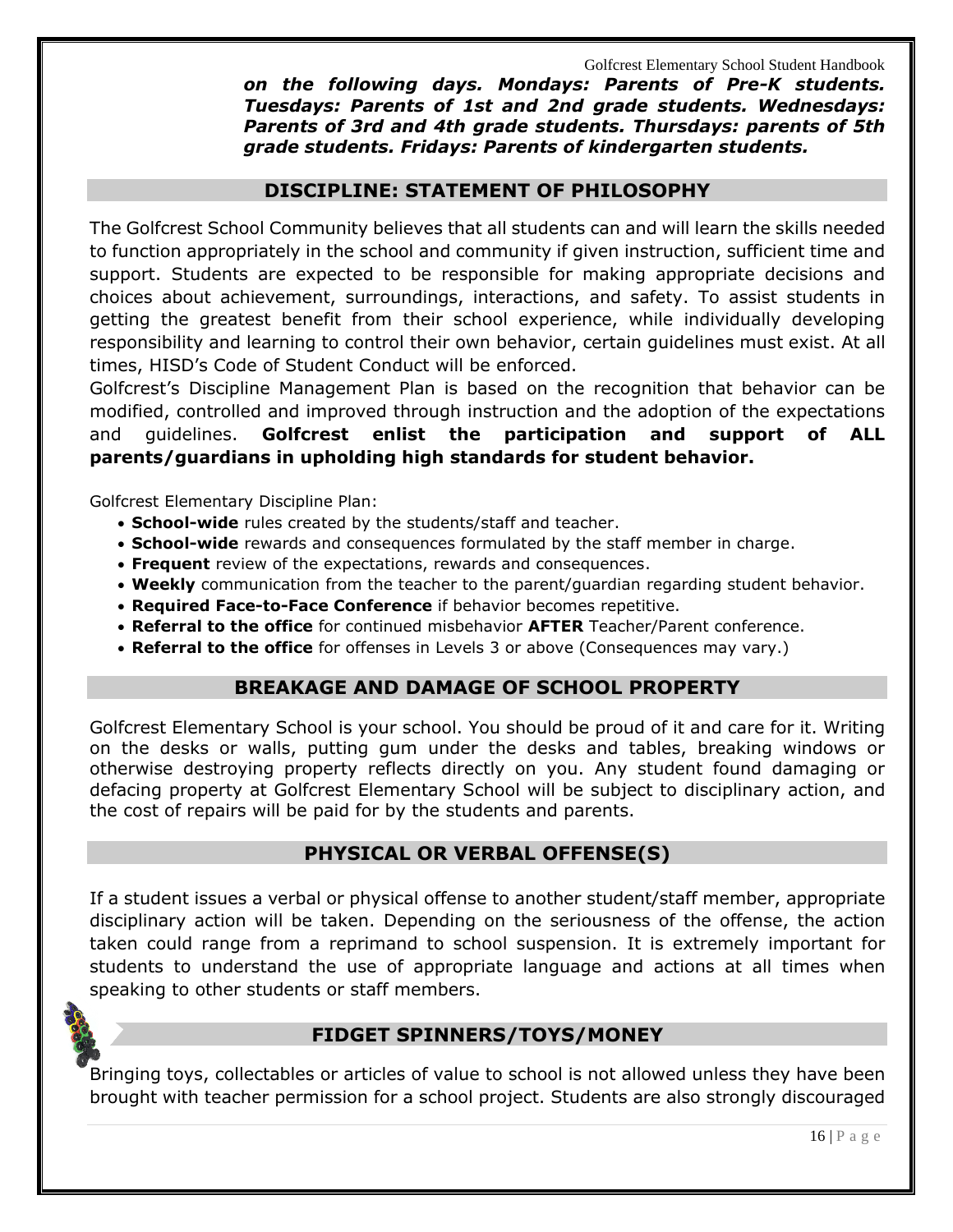***on the following days. Mondays: Parents of Pre-K students. Tuesdays: Parents of 1st and 2nd grade students. Wednesdays: Parents of 3rd and 4th grade students. Thursdays: parents of 5th grade students. Fridays: Parents of kindergarten students.***

## DISCIPLINE: STATEMENT OF PHILOSOPHY

The Golfcrest School Community believes that all students can and will learn the skills needed to function appropriately in the school and community if given instruction, sufficient time and support. Students are expected to be responsible for making appropriate decisions and choices about achievement, surroundings, interactions, and safety. To assist students in getting the greatest benefit from their school experience, while individually developing responsibility and learning to control their own behavior, certain guidelines must exist. At all times, HISD's Code of Student Conduct will be enforced.

Golfcrest's Discipline Management Plan is based on the recognition that behavior can be modified, controlled and improved through instruction and the adoption of the expectations and guidelines. **Golfcrest enlist the participation and support of ALL parents/guardians in upholding high standards for student behavior.**

Golfcrest Elementary Discipline Plan:

- **School-wide** rules created by the students/staff and teacher.
- **School-wide** rewards and consequences formulated by the staff member in charge.
- **Frequent** review of the expectations, rewards and consequences.
- **Weekly** communication from the teacher to the parent/guardian regarding student behavior.
- **Required Face-to-Face Conference** if behavior becomes repetitive.
- **Referral to the office** for continued misbehavior **AFTER** Teacher/Parent conference.
- **Referral to the office** for offenses in Levels 3 or above (Consequences may vary.)

## BREAKAGE AND DAMAGE OF SCHOOL PROPERTY

Golfcrest Elementary School is your school. You should be proud of it and care for it. Writing on the desks or walls, putting gum under the desks and tables, breaking windows or otherwise destroying property reflects directly on you. Any student found damaging or defacing property at Golfcrest Elementary School will be subject to disciplinary action, and the cost of repairs will be paid for by the students and parents.

## PHYSICAL OR VERBAL OFFENSE(S)

If a student issues a verbal or physical offense to another student/staff member, appropriate disciplinary action will be taken. Depending on the seriousness of the offense, the action taken could range from a reprimand to school suspension. It is extremely important for students to understand the use of appropriate language and actions at all times when speaking to other students or staff members.

## FIDGET SPINNERS/TOYS/MONEY

Bringing toys, collectables or articles of value to school is not allowed unless they have been brought with teacher permission for a school project. Students are also strongly discouraged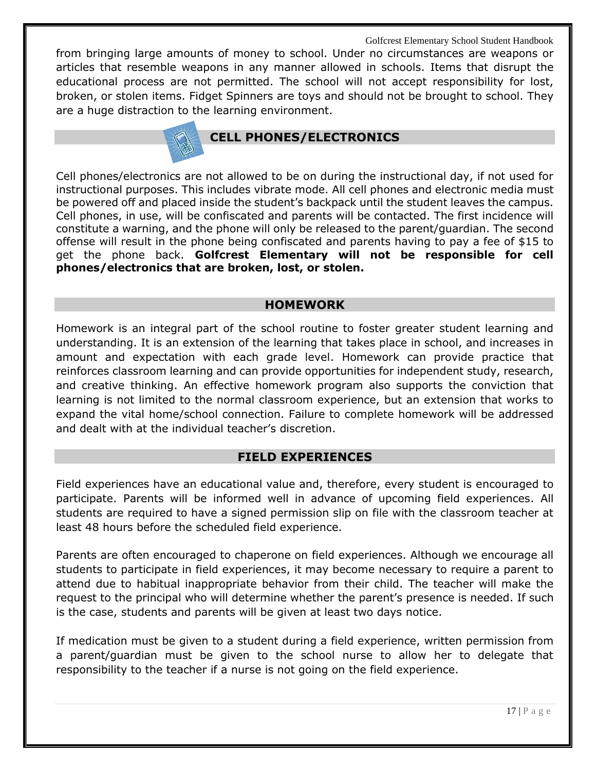from bringing large amounts of money to school. Under no circumstances are weapons or articles that resemble weapons in any manner allowed in schools. Items that disrupt the educational process are not permitted. The school will not accept responsibility for lost, broken, or stolen items. Fidget Spinners are toys and should not be brought to school. They are a huge distraction to the learning environment.

## CELL PHONES/ELECTRONICS

Cell phones/electronics are not allowed to be on during the instructional day, if not used for instructional purposes. This includes vibrate mode. All cell phones and electronic media must be powered off and placed inside the student's backpack until the student leaves the campus. Cell phones, in use, will be confiscated and parents will be contacted. The first incidence will constitute a warning, and the phone will only be released to the parent/guardian. The second offense will result in the phone being confiscated and parents having to pay a fee of $15 to get the phone back. **Golfcrest Elementary will not be responsible for cell phones/electronics that are broken, lost, or stolen.**

## HOMEWORK

Homework is an integral part of the school routine to foster greater student learning and understanding. It is an extension of the learning that takes place in school, and increases in amount and expectation with each grade level. Homework can provide practice that reinforces classroom learning and can provide opportunities for independent study, research, and creative thinking. An effective homework program also supports the conviction that learning is not limited to the normal classroom experience, but an extension that works to expand the vital home/school connection. Failure to complete homework will be addressed and dealt with at the individual teacher's discretion.

## FIELD EXPERIENCES

Field experiences have an educational value and, therefore, every student is encouraged to participate. Parents will be informed well in advance of upcoming field experiences. All students are required to have a signed permission slip on file with the classroom teacher at least 48 hours before the scheduled field experience.

Parents are often encouraged to chaperone on field experiences. Although we encourage all students to participate in field experiences, it may become necessary to require a parent to attend due to habitual inappropriate behavior from their child. The teacher will make the request to the principal who will determine whether the parent's presence is needed. If such is the case, students and parents will be given at least two days notice.

If medication must be given to a student during a field experience, written permission from a parent/guardian must be given to the school nurse to allow her to delegate that responsibility to the teacher if a nurse is not going on the field experience.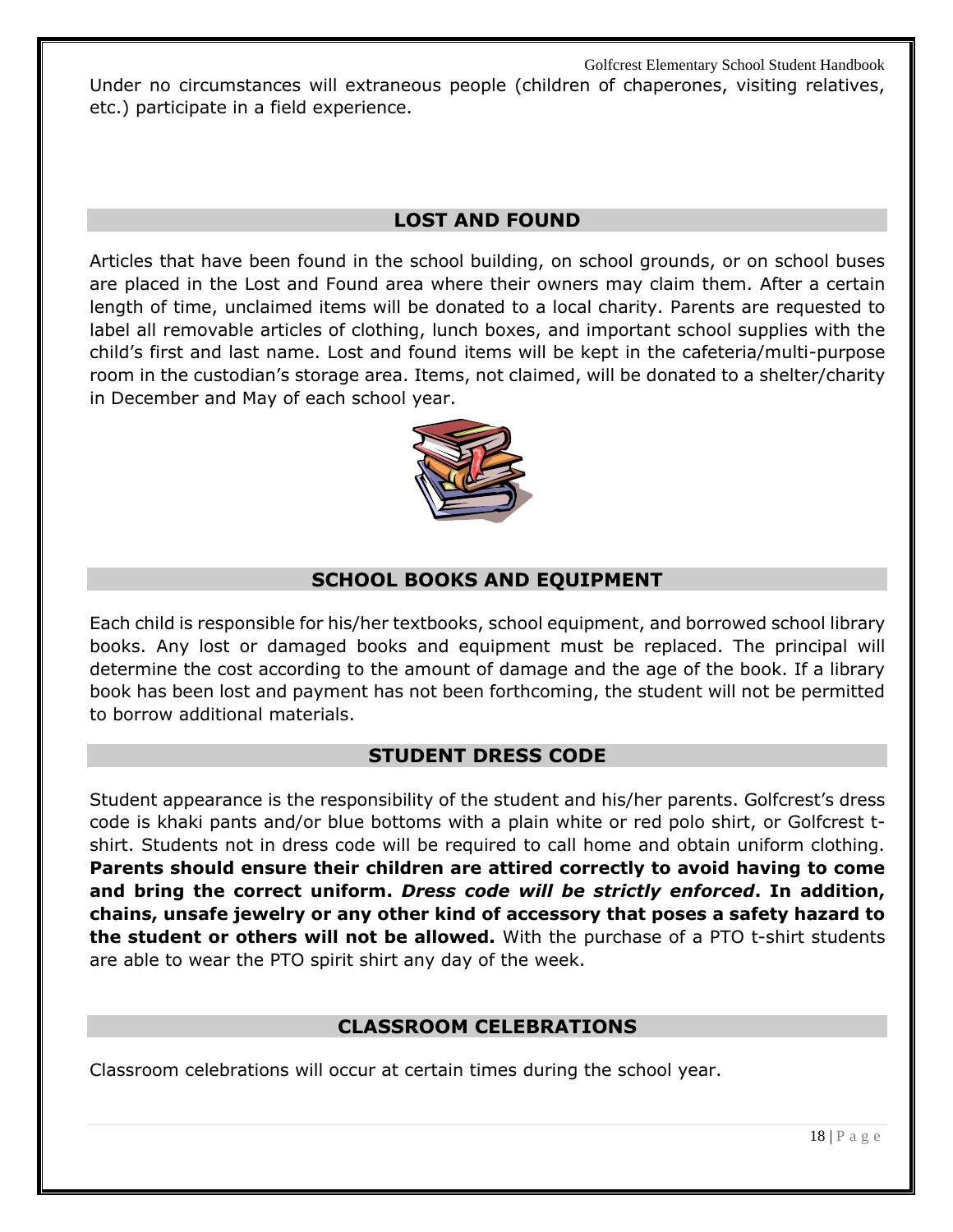Under no circumstances will extraneous people (children of chaperones, visiting relatives, etc.) participate in a field experience.

## LOST AND FOUND

Articles that have been found in the school building, on school grounds, or on school buses are placed in the Lost and Found area where their owners may claim them. After a certain length of time, unclaimed items will be donated to a local charity. Parents are requested to label all removable articles of clothing, lunch boxes, and important school supplies with the child's first and last name. Lost and found items will be kept in the cafeteria/multi-purpose room in the custodian's storage area. Items, not claimed, will be donated to a shelter/charity in December and May of each school year.

## SCHOOL BOOKS AND EQUIPMENT

Each child is responsible for his/her textbooks, school equipment, and borrowed school library books. Any lost or damaged books and equipment must be replaced. The principal will determine the cost according to the amount of damage and the age of the book. If a library book has been lost and payment has not been forthcoming, the student will not be permitted to borrow additional materials.

## STUDENT DRESS CODE

Student appearance is the responsibility of the student and his/her parents. Golfcrest's dress code is khaki pants and/or blue bottoms with a plain white or red polo shirt, or Golfcrest t-shirt. Students not in dress code will be required to call home and obtain uniform clothing. **Parents should ensure their children are attired correctly to avoid having to come and bring the correct uniform. *Dress code will be strictly enforced*. In addition, chains, unsafe jewelry or any other kind of accessory that poses a safety hazard to the student or others will not be allowed.** With the purchase of a PTO t-shirt students are able to wear the PTO spirit shirt any day of the week.

## CLASSROOM CELEBRATIONS

Classroom celebrations will occur at certain times during the school year.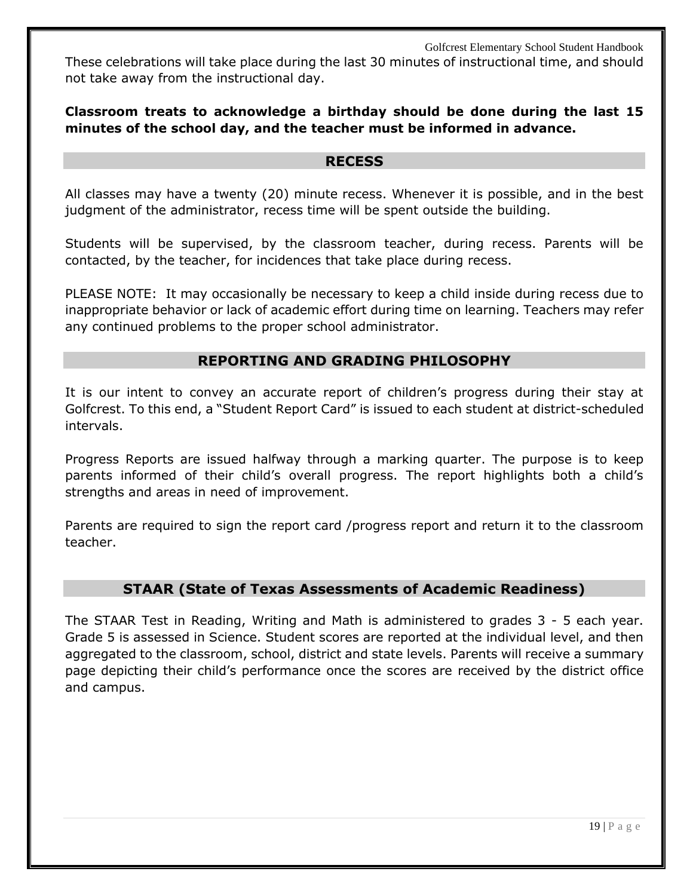These celebrations will take place during the last 30 minutes of instructional time, and should not take away from the instructional day.

**Classroom treats to acknowledge a birthday should be done during the last 15 minutes of the school day, and the teacher must be informed in advance.**

## RECESS

All classes may have a twenty (20) minute recess. Whenever it is possible, and in the best judgment of the administrator, recess time will be spent outside the building.

Students will be supervised, by the classroom teacher, during recess. Parents will be contacted, by the teacher, for incidences that take place during recess.

PLEASE NOTE: It may occasionally be necessary to keep a child inside during recess due to inappropriate behavior or lack of academic effort during time on learning. Teachers may refer any continued problems to the proper school administrator.

## REPORTING AND GRADING PHILOSOPHY

It is our intent to convey an accurate report of children's progress during their stay at Golfcrest. To this end, a "Student Report Card" is issued to each student at district-scheduled intervals.

Progress Reports are issued halfway through a marking quarter. The purpose is to keep parents informed of their child's overall progress. The report highlights both a child's strengths and areas in need of improvement.

Parents are required to sign the report card /progress report and return it to the classroom teacher.

## STAAR (State of Texas Assessments of Academic Readiness)

The STAAR Test in Reading, Writing and Math is administered to grades 3 - 5 each year. Grade 5 is assessed in Science. Student scores are reported at the individual level, and then aggregated to the classroom, school, district and state levels. Parents will receive a summary page depicting their child's performance once the scores are received by the district office and campus.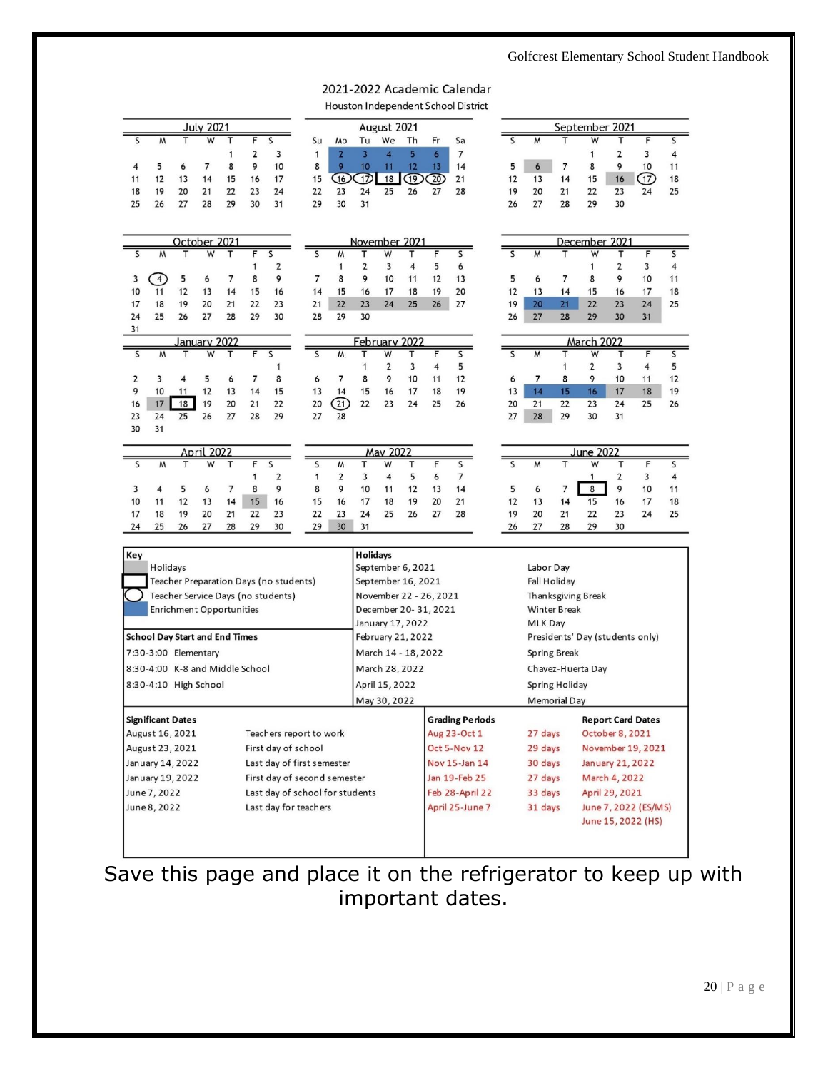## 2021-2022 Academic Calendar

Houston Independent School District

**July 2021**

| S | M | T | W | T | F | S |
|---|---|---|---|---|---|---|
| | | | | 1 | 2 | 3 |
| 4 | 5 | 6 | 7 | 8 | 9 | 10 |
| 11 | 12 | 13 | 14 | 15 | 16 | 17 |
| 18 | 19 | 20 | 21 | 22 | 23 | 24 |
| 25 | 26 | 27 | 28 | 29 | 30 | 31 |

**August 2021**

| Su | Mo | Tu | We | Th | Fr | Sa |
|---|---|---|---|---|---|---|
| 1 | 2 | 3 | 4 | 5 | 6 | 7 |
| 8 | 9 | 10 | 11 | 12 | 13 | 14 |
| 15 | 16 | 17 | 18 | 19 | 20 | 21 |
| 22 | 23 | 24 | 25 | 26 | 27 | 28 |
| 29 | 30 | 31 | | | | |

**September 2021**

| S | M | T | W | T | F | S |
|---|---|---|---|---|---|---|
| | | | 1 | 2 | 3 | 4 |
| 5 | 6 | 7 | 8 | 9 | 10 | 11 |
| 12 | 13 | 14 | 15 | 16 | 17 | 18 |
| 19 | 20 | 21 | 22 | 23 | 24 | 25 |
| 26 | 27 | 28 | 29 | 30 | | |

**October 2021**

| S | M | T | W | T | F | S |
|---|---|---|---|---|---|---|
| | | | | | 1 | 2 |
| 3 | 4 | 5 | 6 | 7 | 8 | 9 |
| 10 | 11 | 12 | 13 | 14 | 15 | 16 |
| 17 | 18 | 19 | 20 | 21 | 22 | 23 |
| 24 | 25 | 26 | 27 | 28 | 29 | 30 |
| 31 | | | | | | |

**November 2021**

| S | M | T | W | T | F | S |
|---|---|---|---|---|---|---|
| | 1 | 2 | 3 | 4 | 5 | 6 |
| 7 | 8 | 9 | 10 | 11 | 12 | 13 |
| 14 | 15 | 16 | 17 | 18 | 19 | 20 |
| 21 | 22 | 23 | 24 | 25 | 26 | 27 |
| 28 | 29 | 30 | | | | |

**December 2021**

| S | M | T | W | T | F | S |
|---|---|---|---|---|---|---|
| | | | 1 | 2 | 3 | 4 |
| 5 | 6 | 7 | 8 | 9 | 10 | 11 |
| 12 | 13 | 14 | 15 | 16 | 17 | 18 |
| 19 | 20 | 21 | 22 | 23 | 24 | 25 |
| 26 | 27 | 28 | 29 | 30 | 31 | |

**January 2022**

| S | M | T | W | T | F | S |
|---|---|---|---|---|---|---|
| | | | | | | 1 |
| 2 | 3 | 4 | 5 | 6 | 7 | 8 |
| 9 | 10 | 11 | 12 | 13 | 14 | 15 |
| 16 | 17 | 18 | 19 | 20 | 21 | 22 |
| 23 | 24 | 25 | 26 | 27 | 28 | 29 |
| 30 | 31 | | | | | |

**February 2022**

| S | M | T | W | T | F | S |
|---|---|---|---|---|---|---|
| | | 1 | 2 | 3 | 4 | 5 |
| 6 | 7 | 8 | 9 | 10 | 11 | 12 |
| 13 | 14 | 15 | 16 | 17 | 18 | 19 |
| 20 | 21 | 22 | 23 | 24 | 25 | 26 |
| 27 | 28 | | | | | |

**March 2022**

| S | M | T | W | T | F | S |
|---|---|---|---|---|---|---|
| | | 1 | 2 | 3 | 4 | 5 |
| 6 | 7 | 8 | 9 | 10 | 11 | 12 |
| 13 | 14 | 15 | 16 | 17 | 18 | 19 |
| 20 | 21 | 22 | 23 | 24 | 25 | 26 |
| 27 | 28 | 29 | 30 | 31 | | |

**April 2022**

| S | M | T | W | T | F | S |
|---|---|---|---|---|---|---|
| | | | | | 1 | 2 |
| 3 | 4 | 5 | 6 | 7 | 8 | 9 |
| 10 | 11 | 12 | 13 | 14 | 15 | 16 |
| 17 | 18 | 19 | 20 | 21 | 22 | 23 |
| 24 | 25 | 26 | 27 | 28 | 29 | 30 |

**May 2022**

| S | M | T | W | T | F | S |
|---|---|---|---|---|---|---|
| 1 | 2 | 3 | 4 | 5 | 6 | 7 |
| 8 | 9 | 10 | 11 | 12 | 13 | 14 |
| 15 | 16 | 17 | 18 | 19 | 20 | 21 |
| 22 | 23 | 24 | 25 | 26 | 27 | 28 |
| 29 | 30 | 31 | | | | |

**June 2022**

| S | M | T | W | T | F | S |
|---|---|---|---|---|---|---|
| | | | 1 | 2 | 3 | 4 |
| 5 | 6 | 7 | 8 | 9 | 10 | 11 |
| 12 | 13 | 14 | 15 | 16 | 17 | 18 |
| 19 | 20 | 21 | 22 | 23 | 24 | 25 |
| 26 | 27 | 28 | 29 | 30 | | |

**Key**

- Holidays
- Teacher Preparation Days (no students)
- Teacher Service Days (no students)
- Enrichment Opportunities

**School Day Start and End Times**

- 7:30-3:00 Elementary
- 8:30-4:00 K-8 and Middle School
- 8:30-4:10 High School

**Holidays**

| | |
|---|---|
| September 6, 2021 | Labor Day |
| September 16, 2021 | Fall Holiday |
| November 22 - 26, 2021 | Thanksgiving Break |
| December 20- 31, 2021 | Winter Break |
| January 17, 2022 | MLK Day |
| February 21, 2022 | Presidents' Day (students only) |
| March 14 - 18, 2022 | Spring Break |
| March 28, 2022 | Chavez-Huerta Day |
| April 15, 2022 | Spring Holiday |
| May 30, 2022 | Memorial Day |

**Significant Dates**

| | |
|---|---|
| August 16, 2021 | Teachers report to work |
| August 23, 2021 | First day of school |
| January 14, 2022 | Last day of first semester |
| January 19, 2022 | First day of second semester |
| June 7, 2022 | Last day of school for students |
| June 8, 2022 | Last day for teachers |

| Grading Periods | | Report Card Dates |
|---|---|---|
| Aug 23-Oct 1 | 27 days | October 8, 2021 |
| Oct 5-Nov 12 | 29 days | November 19, 2021 |
| Nov 15-Jan 14 | 30 days | January 21, 2022 |
| Jan 19-Feb 25 | 27 days | March 4, 2022 |
| Feb 28-April 22 | 33 days | April 29, 2021 |
| April 25-June 7 | 31 days | June 7, 2022 (ES/MS) June 15, 2022 (HS) |

Save this page and place it on the refrigerator to keep up with important dates.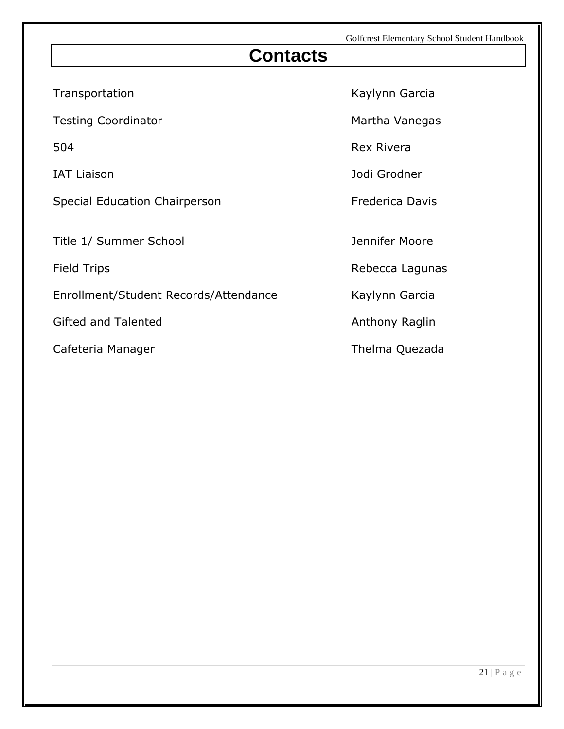# Contacts

| | |
|---|---|
| Transportation | Kaylynn Garcia |
| Testing Coordinator | Martha Vanegas |
| 504 | Rex Rivera |
| IAT Liaison | Jodi Grodner |
| Special Education Chairperson | Frederica Davis |
| Title 1/ Summer School | Jennifer Moore |
| Field Trips | Rebecca Lagunas |
| Enrollment/Student Records/Attendance | Kaylynn Garcia |
| Gifted and Talented | Anthony Raglin |
| Cafeteria Manager | Thelma Quezada |